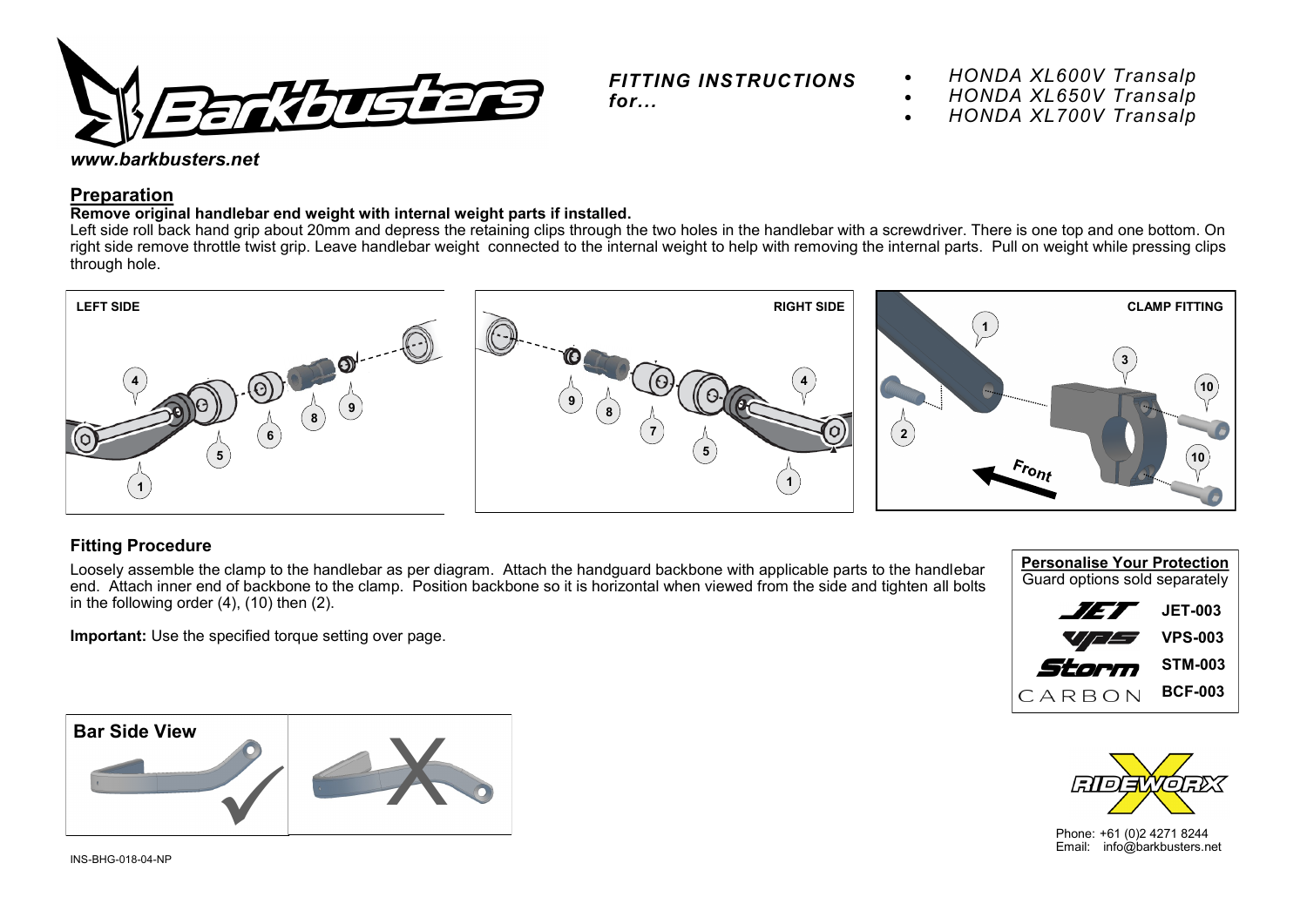www.barkbusters.net

**FITTING INSTRUCTIONS for...**

- *HONDA XL600V Transalp*
- *HONDA XL650V Transalp*
- *HONDA XL700V Transalp*

## Preparation

**Remove original handlebar end weight with internal weight parts if installed.**

Left side roll back hand grip about 20mm and depress the retaining clips through the two holes in the handlebar with a screwdriver. There is one top and one bottom. On right side remove throttle twist grip. Leave handlebar weight connected to the internal weight to help with removing the internal parts. Pull on weight while pressing clips through hole.

LEFT SIDE

RIGHT SIDE

CLAMP FITTING

Front

## Fitting Procedure

Loosely assemble the clamp to the handlebar as per diagram. Attach the handguard backbone with applicable parts to the handlebar end. Attach inner end of backbone to the clamp. Position backbone so it is horizontal when viewed from the side and tighten all bolts in the following order (4), (10) then (2).

**Important:** Use the specified torque setting over page.

**Personalise Your Protection**
Guard options sold separately

| | |
|---|---|
| JET | **JET-003** |
| VPS | **VPS-003** |
| Storm | **STM-003** |
| CARBON | **BCF-003** |

**Bar Side View**

Phone: +61 (0)2 4271 8244
Email: info@barkbusters.net

INS-BHG-018-04-NP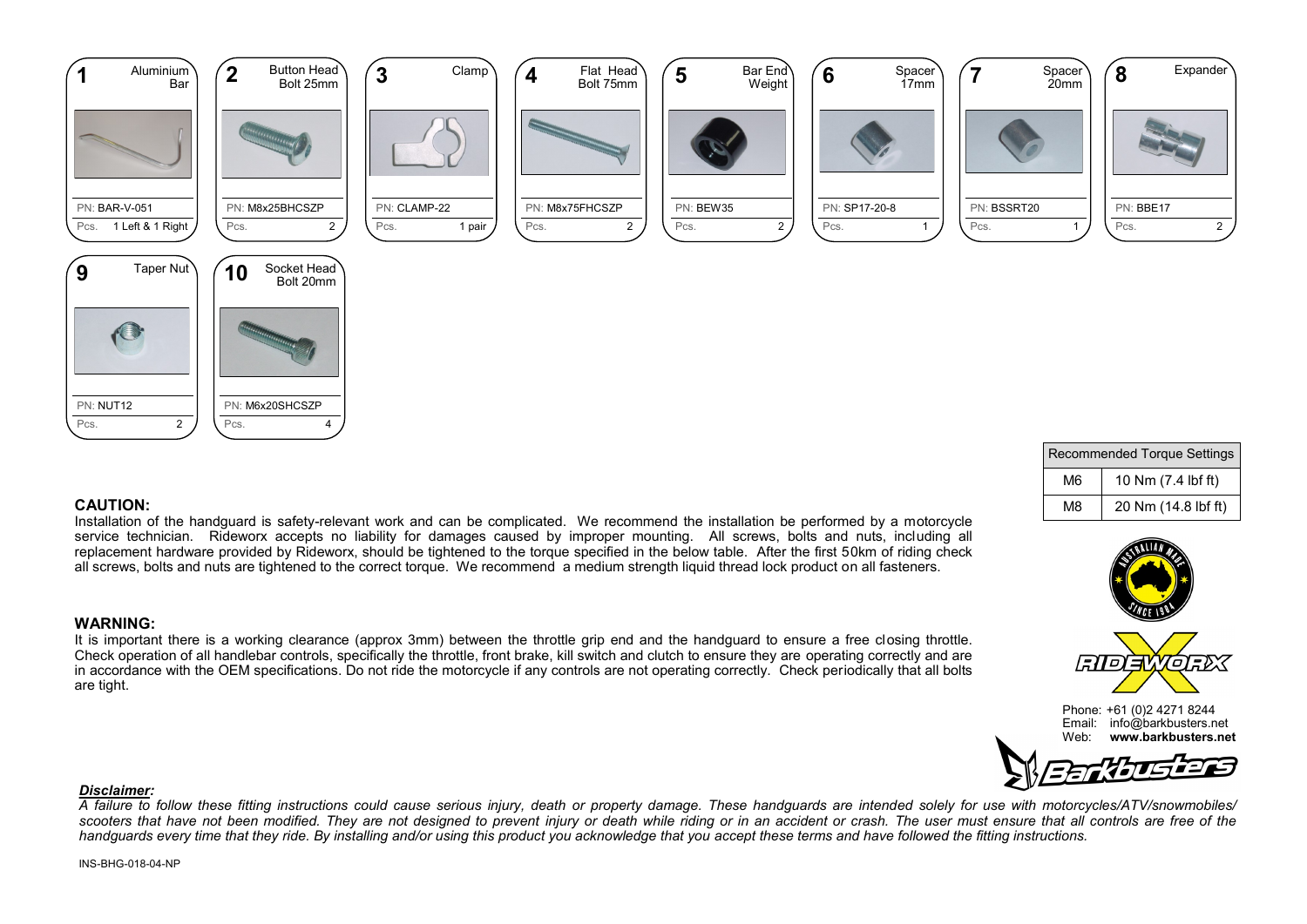| No. | Part | PN | Pcs. |
|---|---|---|---|
| 1 | Aluminium Bar | BAR-V-051 | 1 Left & 1 Right |
| 2 | Button Head Bolt 25mm | M8x25BHCSZP | 2 |
| 3 | Clamp | CLAMP-22 | 1 pair |
| 4 | Flat Head Bolt 75mm | M8x75FHCSZP | 2 |
| 5 | Bar End Weight | BEW35 | 2 |
| 6 | Spacer 17mm | SP17-20-8 | 1 |
| 7 | Spacer 20mm | BSSRT20 | 1 |
| 8 | Expander | BBE17 | 2 |
| 9 | Taper Nut | NUT12 | 2 |
| 10 | Socket Head Bolt 20mm | M6x20SHCSZP | 4 |

| Recommended Torque Settings | |
|---|---|
| M6 | 10 Nm (7.4 lbf ft) |
| M8 | 20 Nm (14.8 lbf ft) |

## CAUTION:

Installation of the handguard is safety-relevant work and can be complicated. We recommend the installation be performed by a motorcycle service technician. Rideworx accepts no liability for damages caused by improper mounting. All screws, bolts and nuts, including all replacement hardware provided by Rideworx, should be tightened to the torque specified in the below table. After the first 50km of riding check all screws, bolts and nuts are tightened to the correct torque. We recommend a medium strength liquid thread lock product on all fasteners.

## WARNING:

It is important there is a working clearance (approx 3mm) between the throttle grip end and the handguard to ensure a free closing throttle. Check operation of all handlebar controls, specifically the throttle, front brake, kill switch and clutch to ensure they are operating correctly and are in accordance with the OEM specifications. Do not ride the motorcycle if any controls are not operating correctly. Check periodically that all bolts are tight.

AUSTRALIAN MADE SINCE 1984

RIDEWORX

Phone: +61 (0)2 4271 8244
Email: info@barkbusters.net
Web: **www.barkbusters.net**

Barkbusters

***Disclaimer:***

*A failure to follow these fitting instructions could cause serious injury, death or property damage. These handguards are intended solely for use with motorcycles/ATV/snowmobiles/ scooters that have not been modified. They are not designed to prevent injury or death while riding or in an accident or crash. The user must ensure that all controls are free of the handguards every time that they ride. By installing and/or using this product you acknowledge that you accept these terms and have followed the fitting instructions.*

INS-BHG-018-04-NP